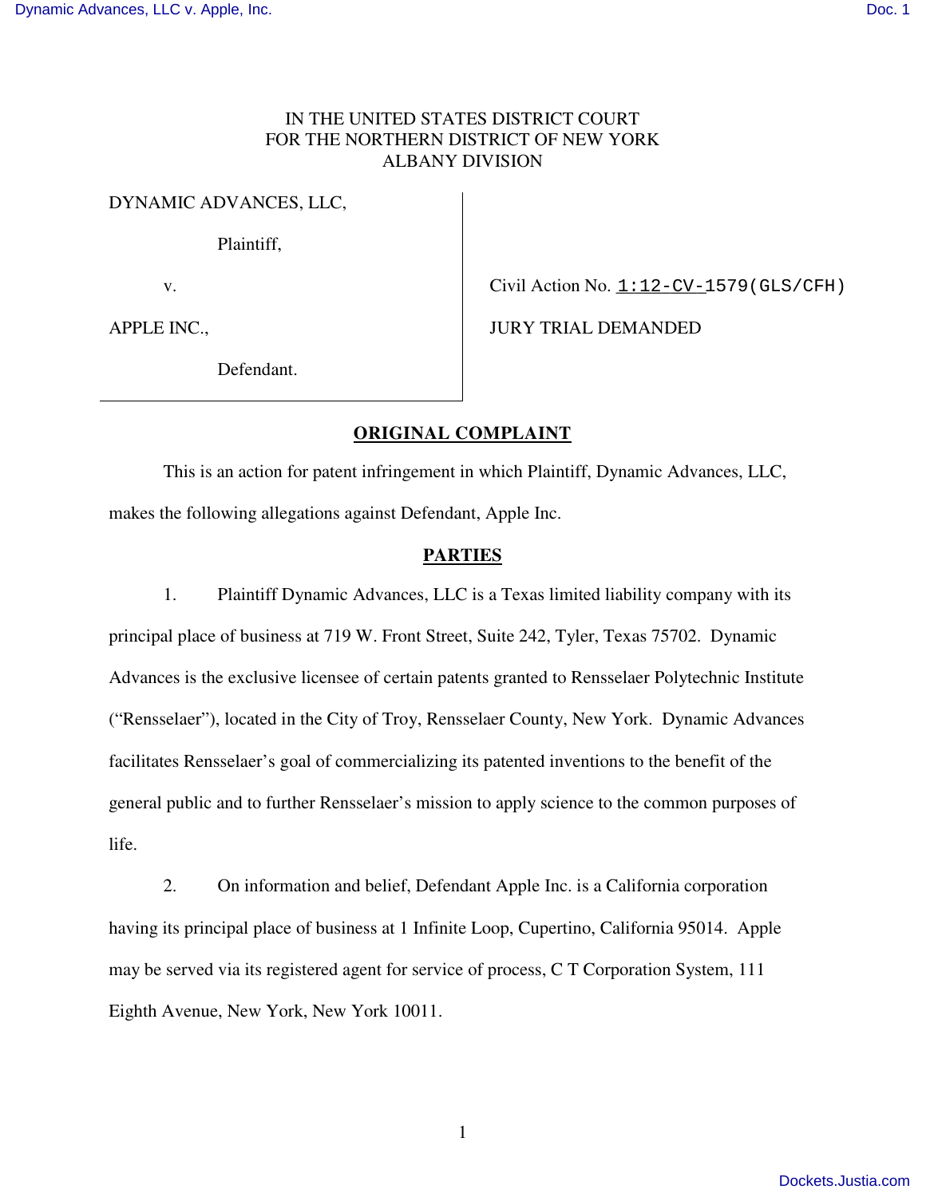IN THE UNITED STATES DISTRICT COURT
FOR THE NORTHERN DISTRICT OF NEW YORK
ALBANY DIVISION

| | |
|---|---|
| DYNAMIC ADVANCES, LLC,<br><br>Plaintiff,<br><br>v.<br><br>APPLE INC.,<br><br>Defendant. | Civil Action No. 1:12-CV-1579(GLS/CFH)<br><br>JURY TRIAL DEMANDED |

## ORIGINAL COMPLAINT

This is an action for patent infringement in which Plaintiff, Dynamic Advances, LLC, makes the following allegations against Defendant, Apple Inc.

## PARTIES

1. Plaintiff Dynamic Advances, LLC is a Texas limited liability company with its principal place of business at 719 W. Front Street, Suite 242, Tyler, Texas 75702. Dynamic Advances is the exclusive licensee of certain patents granted to Rensselaer Polytechnic Institute ("Rensselaer"), located in the City of Troy, Rensselaer County, New York. Dynamic Advances facilitates Rensselaer's goal of commercializing its patented inventions to the benefit of the general public and to further Rensselaer's mission to apply science to the common purposes of life.

2. On information and belief, Defendant Apple Inc. is a California corporation having its principal place of business at 1 Infinite Loop, Cupertino, California 95014. Apple may be served via its registered agent for service of process, C T Corporation System, 111 Eighth Avenue, New York, New York 10011.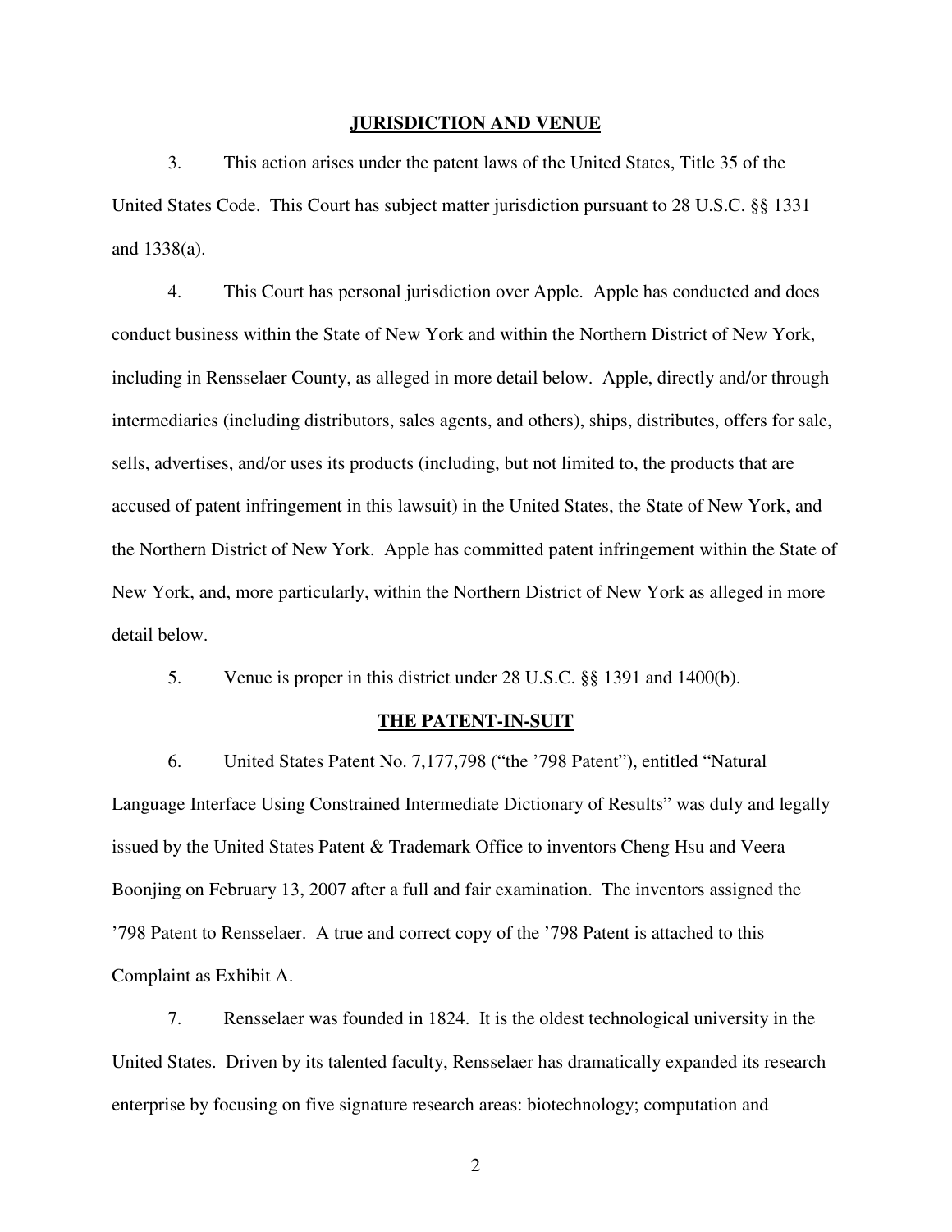## JURISDICTION AND VENUE

3. This action arises under the patent laws of the United States, Title 35 of the United States Code. This Court has subject matter jurisdiction pursuant to 28 U.S.C. §§ 1331 and 1338(a).

4. This Court has personal jurisdiction over Apple. Apple has conducted and does conduct business within the State of New York and within the Northern District of New York, including in Rensselaer County, as alleged in more detail below. Apple, directly and/or through intermediaries (including distributors, sales agents, and others), ships, distributes, offers for sale, sells, advertises, and/or uses its products (including, but not limited to, the products that are accused of patent infringement in this lawsuit) in the United States, the State of New York, and the Northern District of New York. Apple has committed patent infringement within the State of New York, and, more particularly, within the Northern District of New York as alleged in more detail below.

5. Venue is proper in this district under 28 U.S.C. §§ 1391 and 1400(b).

## THE PATENT-IN-SUIT

6. United States Patent No. 7,177,798 ("the '798 Patent"), entitled "Natural Language Interface Using Constrained Intermediate Dictionary of Results" was duly and legally issued by the United States Patent & Trademark Office to inventors Cheng Hsu and Veera Boonjing on February 13, 2007 after a full and fair examination. The inventors assigned the '798 Patent to Rensselaer. A true and correct copy of the '798 Patent is attached to this Complaint as Exhibit A.

7. Rensselaer was founded in 1824. It is the oldest technological university in the United States. Driven by its talented faculty, Rensselaer has dramatically expanded its research enterprise by focusing on five signature research areas: biotechnology; computation and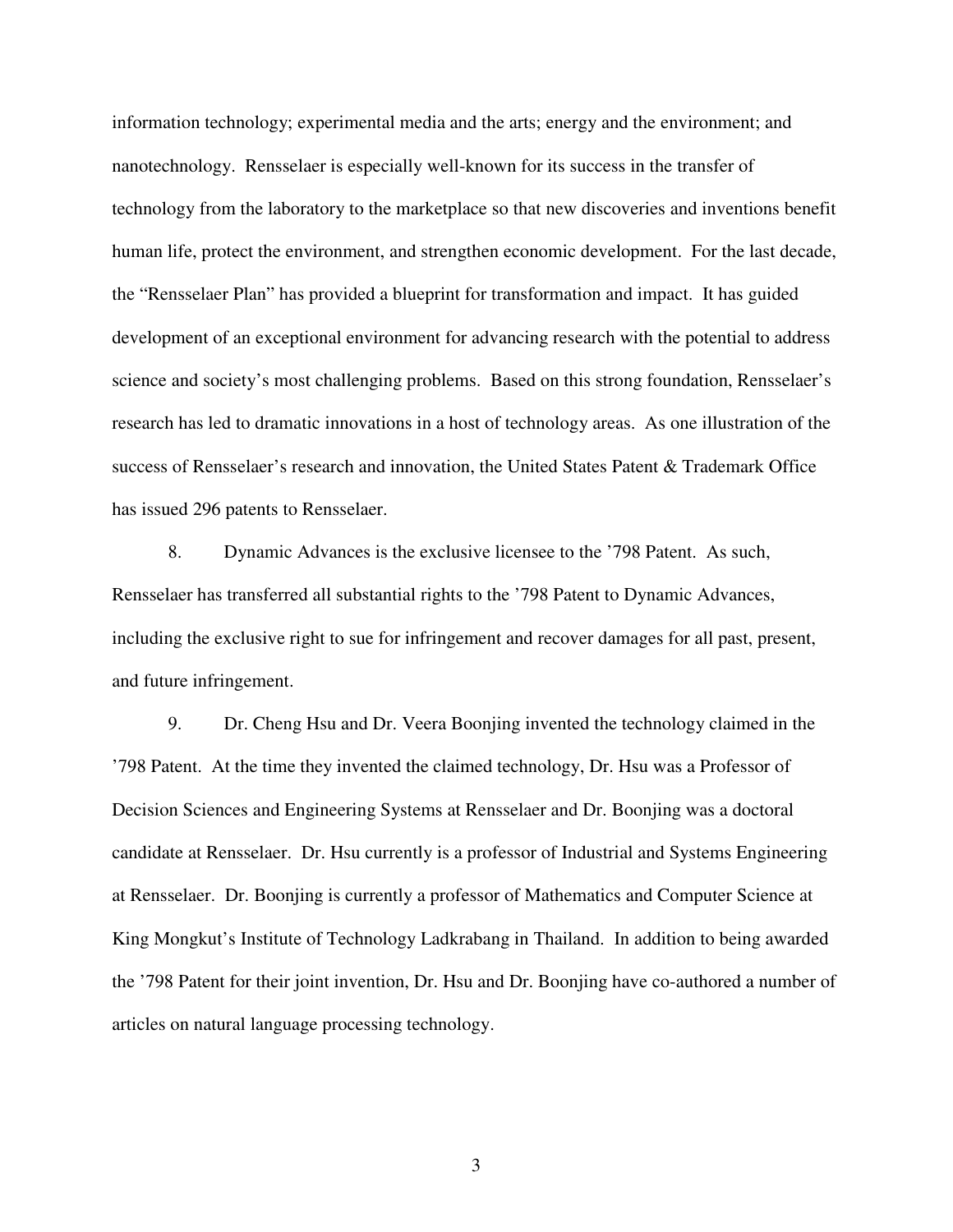information technology; experimental media and the arts; energy and the environment; and nanotechnology. Rensselaer is especially well-known for its success in the transfer of technology from the laboratory to the marketplace so that new discoveries and inventions benefit human life, protect the environment, and strengthen economic development. For the last decade, the "Rensselaer Plan" has provided a blueprint for transformation and impact. It has guided development of an exceptional environment for advancing research with the potential to address science and society's most challenging problems. Based on this strong foundation, Rensselaer's research has led to dramatic innovations in a host of technology areas. As one illustration of the success of Rensselaer's research and innovation, the United States Patent & Trademark Office has issued 296 patents to Rensselaer.

8. Dynamic Advances is the exclusive licensee to the '798 Patent. As such, Rensselaer has transferred all substantial rights to the '798 Patent to Dynamic Advances, including the exclusive right to sue for infringement and recover damages for all past, present, and future infringement.

9. Dr. Cheng Hsu and Dr. Veera Boonjing invented the technology claimed in the '798 Patent. At the time they invented the claimed technology, Dr. Hsu was a Professor of Decision Sciences and Engineering Systems at Rensselaer and Dr. Boonjing was a doctoral candidate at Rensselaer. Dr. Hsu currently is a professor of Industrial and Systems Engineering at Rensselaer. Dr. Boonjing is currently a professor of Mathematics and Computer Science at King Mongkut's Institute of Technology Ladkrabang in Thailand. In addition to being awarded the '798 Patent for their joint invention, Dr. Hsu and Dr. Boonjing have co-authored a number of articles on natural language processing technology.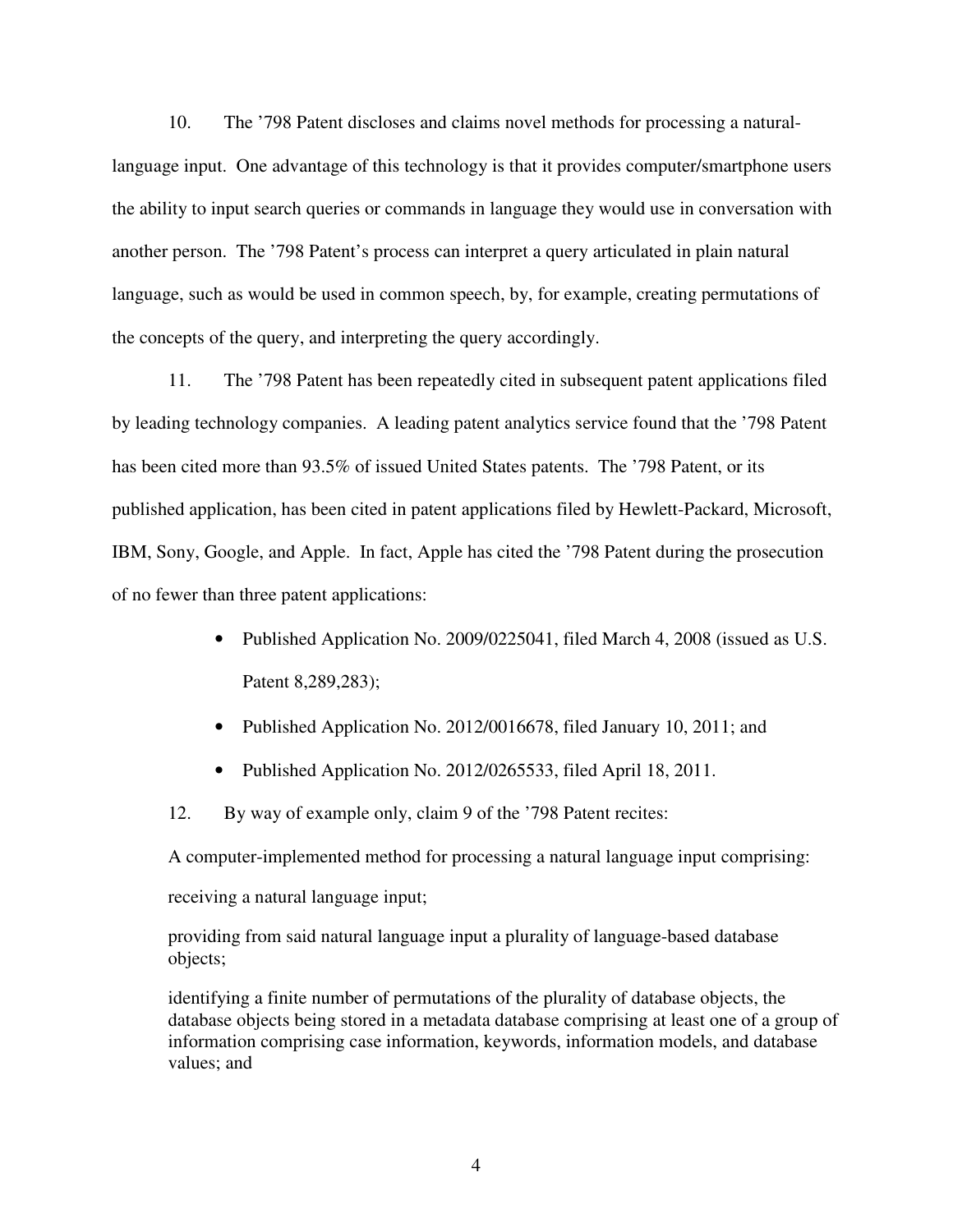10. The ’798 Patent discloses and claims novel methods for processing a natural-language input. One advantage of this technology is that it provides computer/smartphone users the ability to input search queries or commands in language they would use in conversation with another person. The ’798 Patent’s process can interpret a query articulated in plain natural language, such as would be used in common speech, by, for example, creating permutations of the concepts of the query, and interpreting the query accordingly.

11. The ’798 Patent has been repeatedly cited in subsequent patent applications filed by leading technology companies. A leading patent analytics service found that the ’798 Patent has been cited more than 93.5% of issued United States patents. The ’798 Patent, or its published application, has been cited in patent applications filed by Hewlett-Packard, Microsoft, IBM, Sony, Google, and Apple. In fact, Apple has cited the ’798 Patent during the prosecution of no fewer than three patent applications:

- Published Application No. 2009/0225041, filed March 4, 2008 (issued as U.S. Patent 8,289,283);
- Published Application No. 2012/0016678, filed January 10, 2011; and
- Published Application No. 2012/0265533, filed April 18, 2011.

12. By way of example only, claim 9 of the ’798 Patent recites:

> A computer-implemented method for processing a natural language input comprising:
>
> receiving a natural language input;
>
> providing from said natural language input a plurality of language-based database objects;
>
> identifying a finite number of permutations of the plurality of database objects, the database objects being stored in a metadata database comprising at least one of a group of information comprising case information, keywords, information models, and database values; and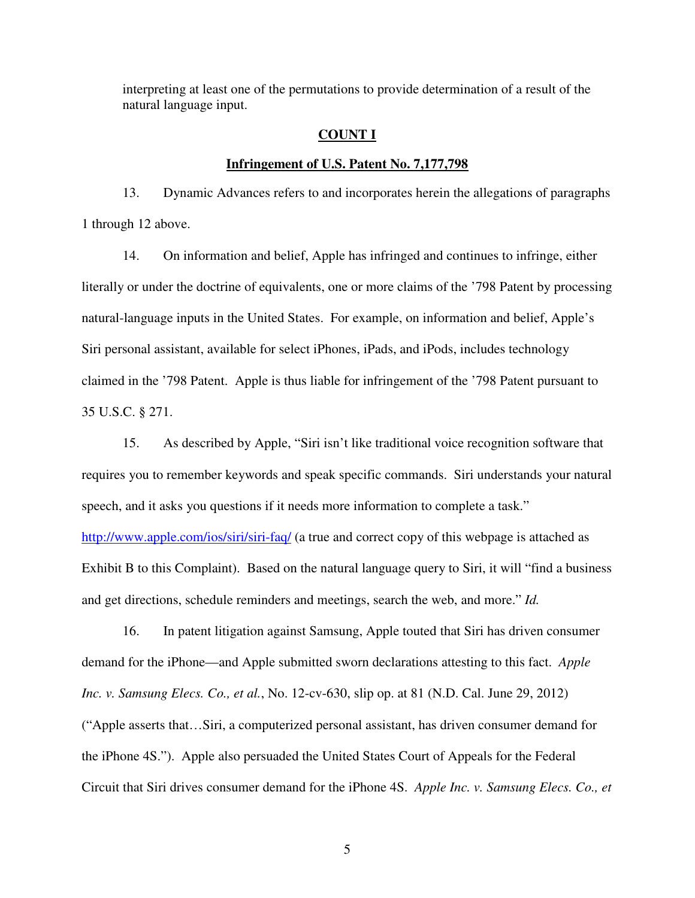interpreting at least one of the permutations to provide determination of a result of the natural language input.

**COUNT I**

**Infringement of U.S. Patent No. 7,177,798**

13. Dynamic Advances refers to and incorporates herein the allegations of paragraphs 1 through 12 above.

14. On information and belief, Apple has infringed and continues to infringe, either literally or under the doctrine of equivalents, one or more claims of the ’798 Patent by processing natural-language inputs in the United States. For example, on information and belief, Apple’s Siri personal assistant, available for select iPhones, iPads, and iPods, includes technology claimed in the ’798 Patent. Apple is thus liable for infringement of the ’798 Patent pursuant to 35 U.S.C. § 271.

15. As described by Apple, “Siri isn’t like traditional voice recognition software that requires you to remember keywords and speak specific commands. Siri understands your natural speech, and it asks you questions if it needs more information to complete a task.” http://www.apple.com/ios/siri/siri-faq/ (a true and correct copy of this webpage is attached as Exhibit B to this Complaint). Based on the natural language query to Siri, it will “find a business and get directions, schedule reminders and meetings, search the web, and more.” *Id.*

16. In patent litigation against Samsung, Apple touted that Siri has driven consumer demand for the iPhone—and Apple submitted sworn declarations attesting to this fact. *Apple Inc. v. Samsung Elecs. Co., et al.*, No. 12-cv-630, slip op. at 81 (N.D. Cal. June 29, 2012) (“Apple asserts that…Siri, a computerized personal assistant, has driven consumer demand for the iPhone 4S.”). Apple also persuaded the United States Court of Appeals for the Federal Circuit that Siri drives consumer demand for the iPhone 4S. *Apple Inc. v. Samsung Elecs. Co., et*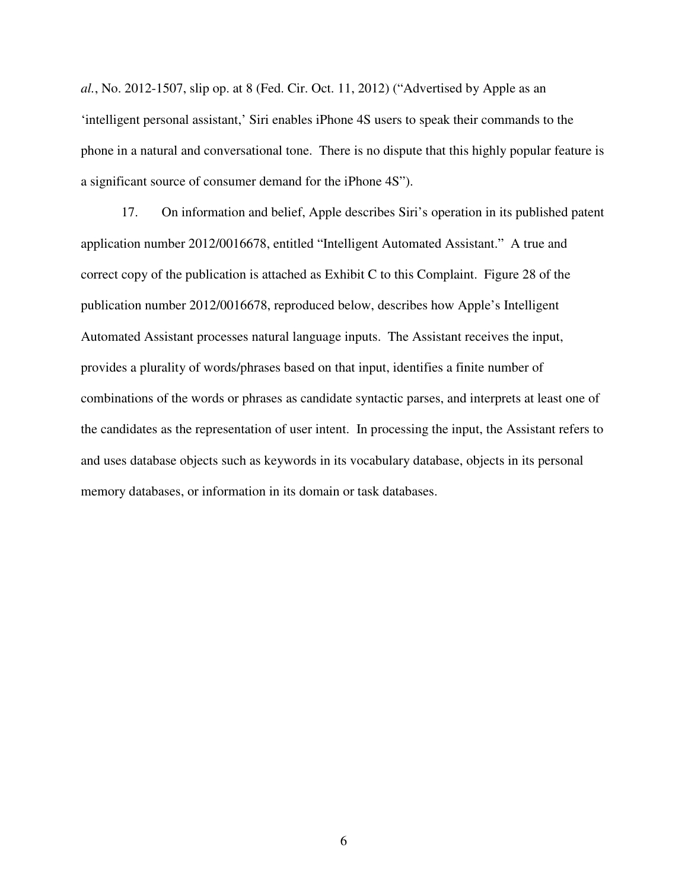*al.*, No. 2012-1507, slip op. at 8 (Fed. Cir. Oct. 11, 2012) ("Advertised by Apple as an 'intelligent personal assistant,' Siri enables iPhone 4S users to speak their commands to the phone in a natural and conversational tone. There is no dispute that this highly popular feature is a significant source of consumer demand for the iPhone 4S").

17. On information and belief, Apple describes Siri's operation in its published patent application number 2012/0016678, entitled "Intelligent Automated Assistant." A true and correct copy of the publication is attached as Exhibit C to this Complaint. Figure 28 of the publication number 2012/0016678, reproduced below, describes how Apple's Intelligent Automated Assistant processes natural language inputs. The Assistant receives the input, provides a plurality of words/phrases based on that input, identifies a finite number of combinations of the words or phrases as candidate syntactic parses, and interprets at least one of the candidates as the representation of user intent. In processing the input, the Assistant refers to and uses database objects such as keywords in its vocabulary database, objects in its personal memory databases, or information in its domain or task databases.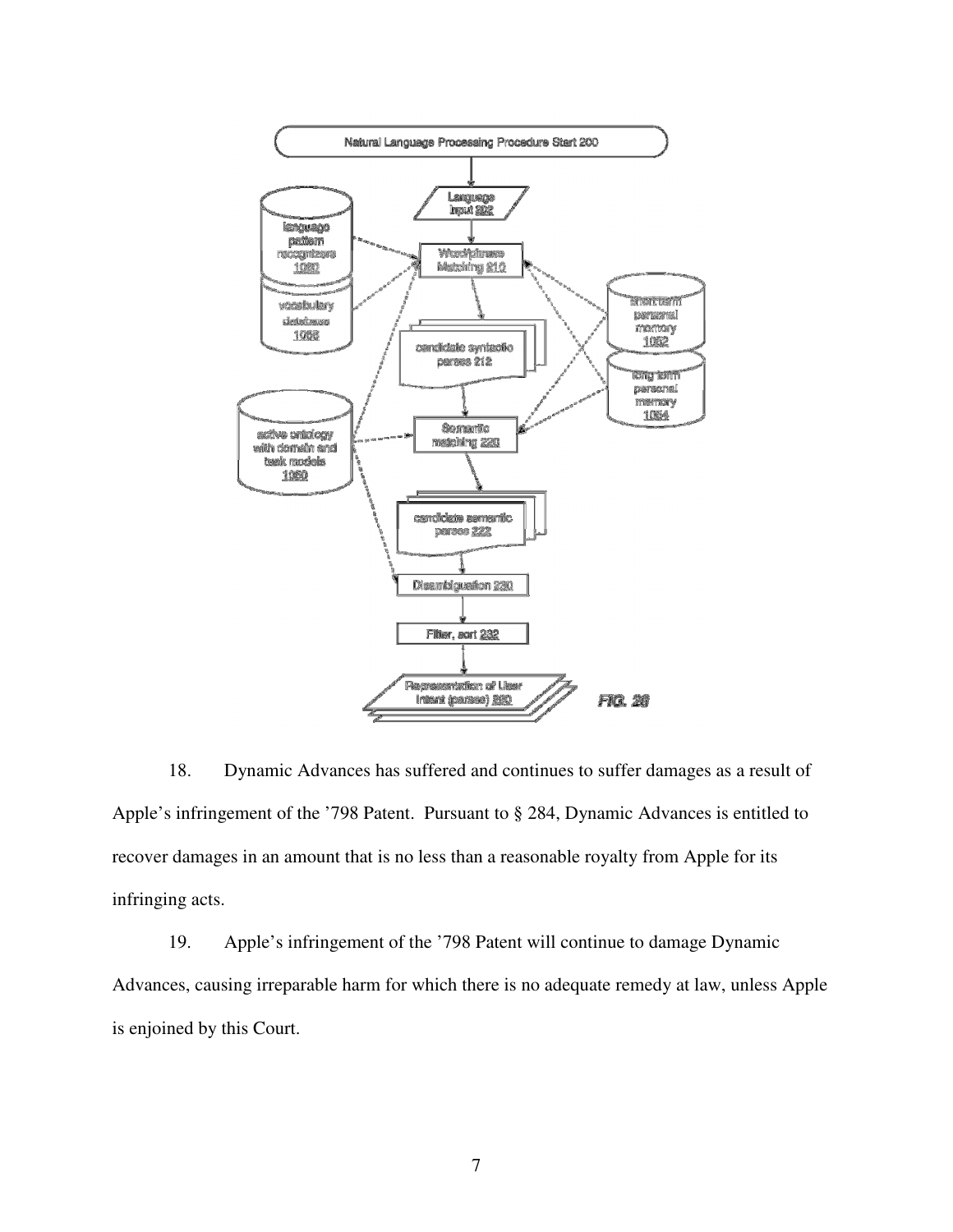18. Dynamic Advances has suffered and continues to suffer damages as a result of Apple's infringement of the '798 Patent. Pursuant to § 284, Dynamic Advances is entitled to recover damages in an amount that is no less than a reasonable royalty from Apple for its infringing acts.

19. Apple's infringement of the '798 Patent will continue to damage Dynamic Advances, causing irreparable harm for which there is no adequate remedy at law, unless Apple is enjoined by this Court.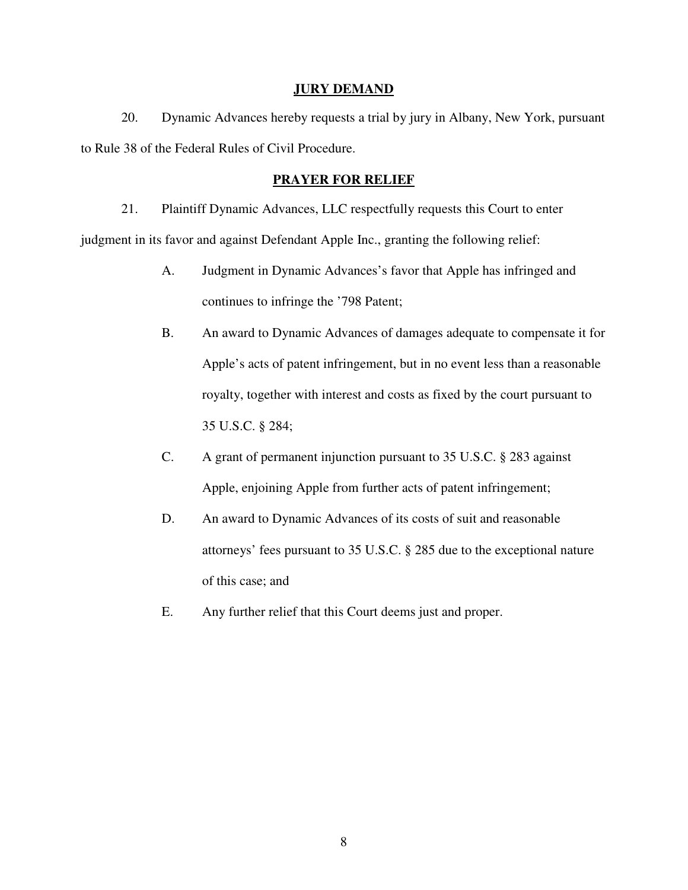## JURY DEMAND

20. Dynamic Advances hereby requests a trial by jury in Albany, New York, pursuant to Rule 38 of the Federal Rules of Civil Procedure.

## PRAYER FOR RELIEF

21. Plaintiff Dynamic Advances, LLC respectfully requests this Court to enter judgment in its favor and against Defendant Apple Inc., granting the following relief:

A. Judgment in Dynamic Advances's favor that Apple has infringed and continues to infringe the '798 Patent;

B. An award to Dynamic Advances of damages adequate to compensate it for Apple's acts of patent infringement, but in no event less than a reasonable royalty, together with interest and costs as fixed by the court pursuant to 35 U.S.C. § 284;

C. A grant of permanent injunction pursuant to 35 U.S.C. § 283 against Apple, enjoining Apple from further acts of patent infringement;

D. An award to Dynamic Advances of its costs of suit and reasonable attorneys' fees pursuant to 35 U.S.C. § 285 due to the exceptional nature of this case; and

E. Any further relief that this Court deems just and proper.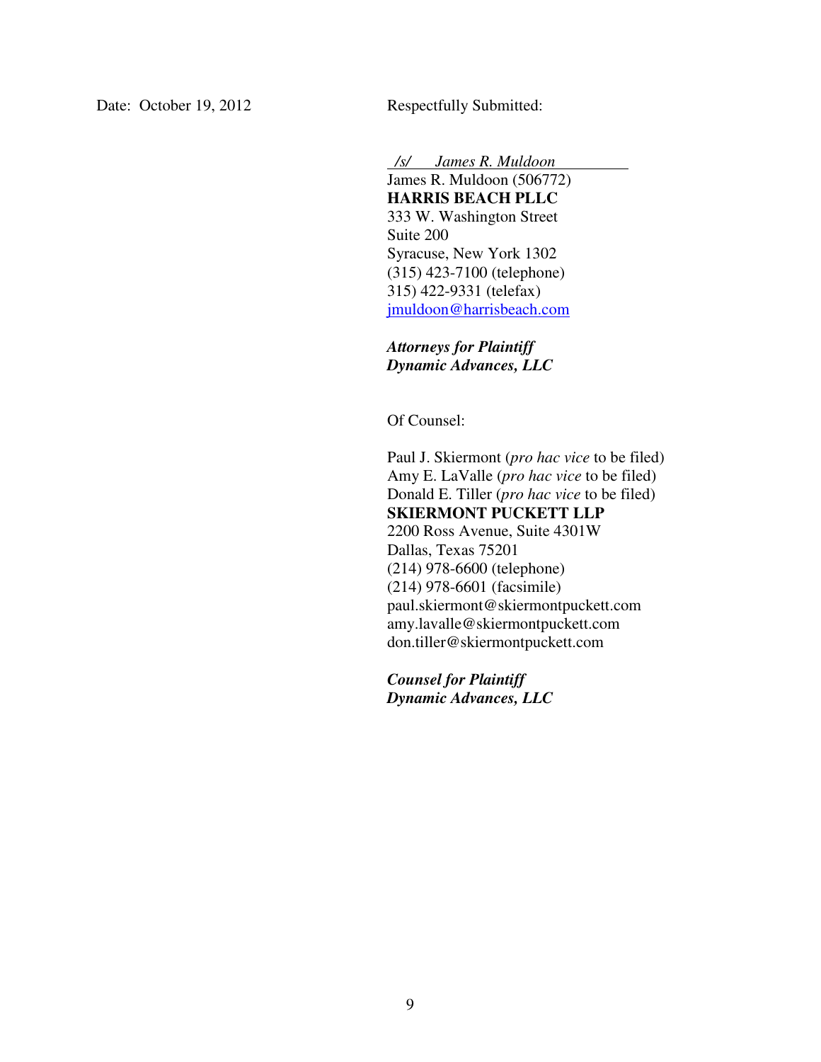Date: October 19, 2012

Respectfully Submitted:

*/s/ James R. Muldoon*

James R. Muldoon (506772)
**HARRIS BEACH PLLC**
333 W. Washington Street
Suite 200
Syracuse, New York 1302
(315) 423-7100 (telephone)
315) 422-9331 (telefax)
jmuldoon@harrisbeach.com

***Attorneys for Plaintiff***
***Dynamic Advances, LLC***

Of Counsel:

Paul J. Skiermont (*pro hac vice* to be filed)
Amy E. LaValle (*pro hac vice* to be filed)
Donald E. Tiller (*pro hac vice* to be filed)
**SKIERMONT PUCKETT LLP**
2200 Ross Avenue, Suite 4301W
Dallas, Texas 75201
(214) 978-6600 (telephone)
(214) 978-6601 (facsimile)
paul.skiermont@skiermontpuckett.com
amy.lavalle@skiermontpuckett.com
don.tiller@skiermontpuckett.com

***Counsel for Plaintiff***
***Dynamic Advances, LLC***